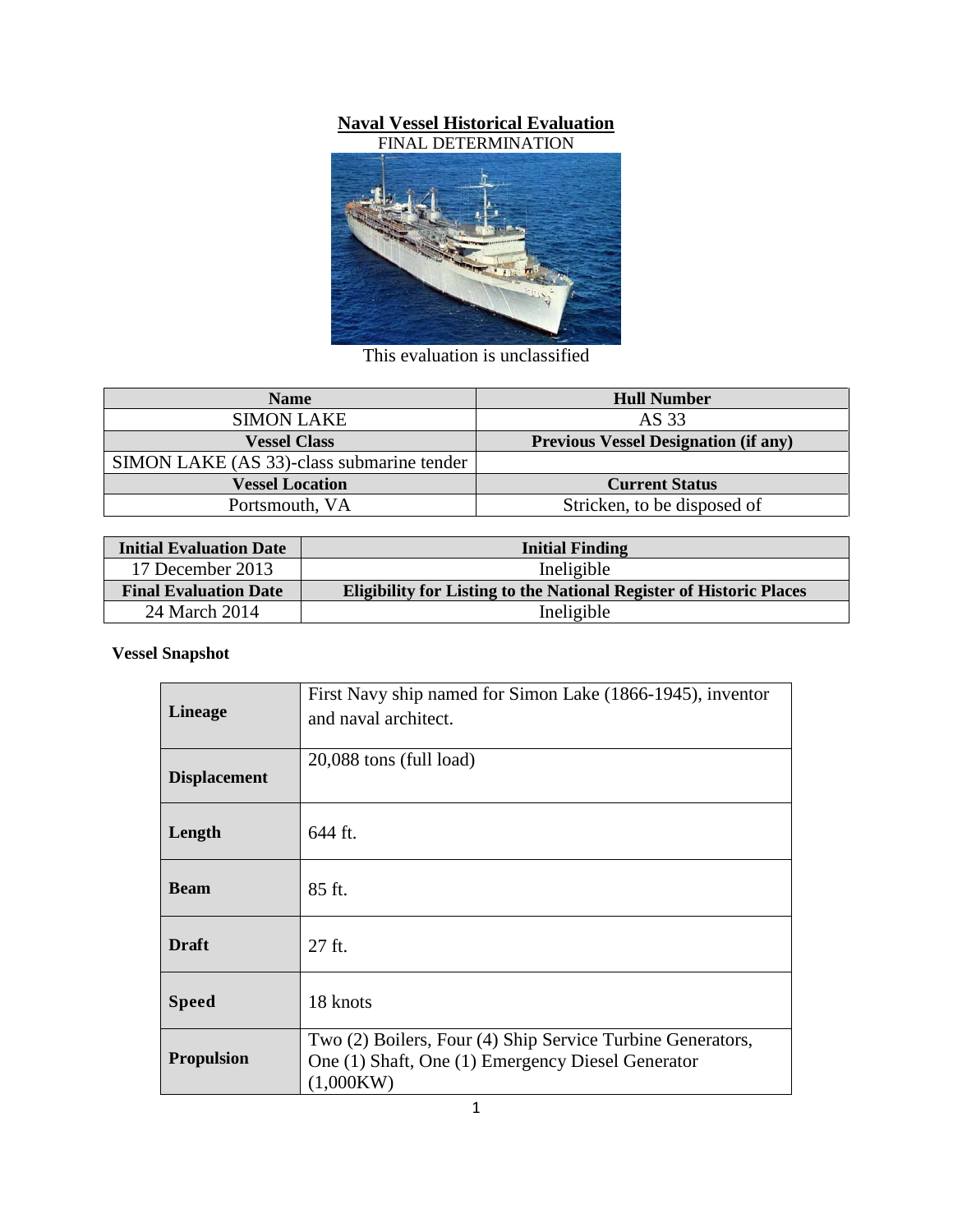# Naval Vessel Historical Evaluation

FINAL DETERMINATION

This evaluation is unclassified

| Name | Hull Number |
|---|---|
| SIMON LAKE | AS 33 |
| **Vessel Class** | **Previous Vessel Designation (if any)** |
| SIMON LAKE (AS 33)-class submarine tender | |
| **Vessel Location** | **Current Status** |
| Portsmouth, VA | Stricken, to be disposed of |

| Initial Evaluation Date | Initial Finding |
|---|---|
| 17 December 2013 | Ineligible |
| **Final Evaluation Date** | **Eligibility for Listing to the National Register of Historic Places** |
| 24 March 2014 | Ineligible |

**Vessel Snapshot**

| | |
|---|---|
| **Lineage** | First Navy ship named for Simon Lake (1866-1945), inventor and naval architect. |
| **Displacement** | 20,088 tons (full load) |
| **Length** | 644 ft. |
| **Beam** | 85 ft. |
| **Draft** | 27 ft. |
| **Speed** | 18 knots |
| **Propulsion** | Two (2) Boilers, Four (4) Ship Service Turbine Generators, One (1) Shaft, One (1) Emergency Diesel Generator (1,000KW) |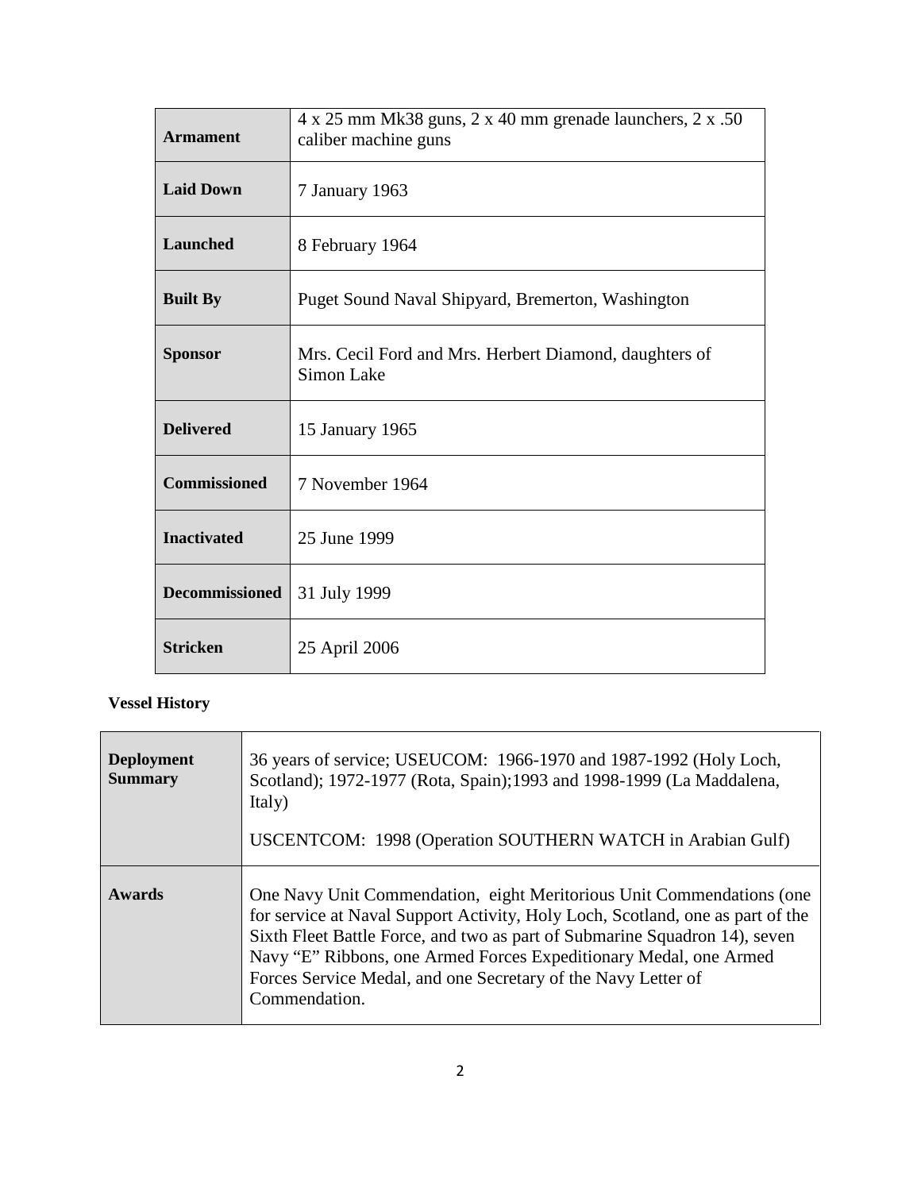| | |
|---|---|
| **Armament** | 4 x 25 mm Mk38 guns, 2 x 40 mm grenade launchers, 2 x .50 caliber machine guns |
| **Laid Down** | 7 January 1963 |
| **Launched** | 8 February 1964 |
| **Built By** | Puget Sound Naval Shipyard, Bremerton, Washington |
| **Sponsor** | Mrs. Cecil Ford and Mrs. Herbert Diamond, daughters of Simon Lake |
| **Delivered** | 15 January 1965 |
| **Commissioned** | 7 November 1964 |
| **Inactivated** | 25 June 1999 |
| **Decommissioned** | 31 July 1999 |
| **Stricken** | 25 April 2006 |

**Vessel History**

| | |
|---|---|
| **Deployment Summary** | 36 years of service; USEUCOM: 1966-1970 and 1987-1992 (Holy Loch, Scotland); 1972-1977 (Rota, Spain);1993 and 1998-1999 (La Maddalena, Italy)<br><br>USCENTCOM: 1998 (Operation SOUTHERN WATCH in Arabian Gulf) |
| **Awards** | One Navy Unit Commendation, eight Meritorious Unit Commendations (one for service at Naval Support Activity, Holy Loch, Scotland, one as part of the Sixth Fleet Battle Force, and two as part of Submarine Squadron 14), seven Navy "E" Ribbons, one Armed Forces Expeditionary Medal, one Armed Forces Service Medal, and one Secretary of the Navy Letter of Commendation. |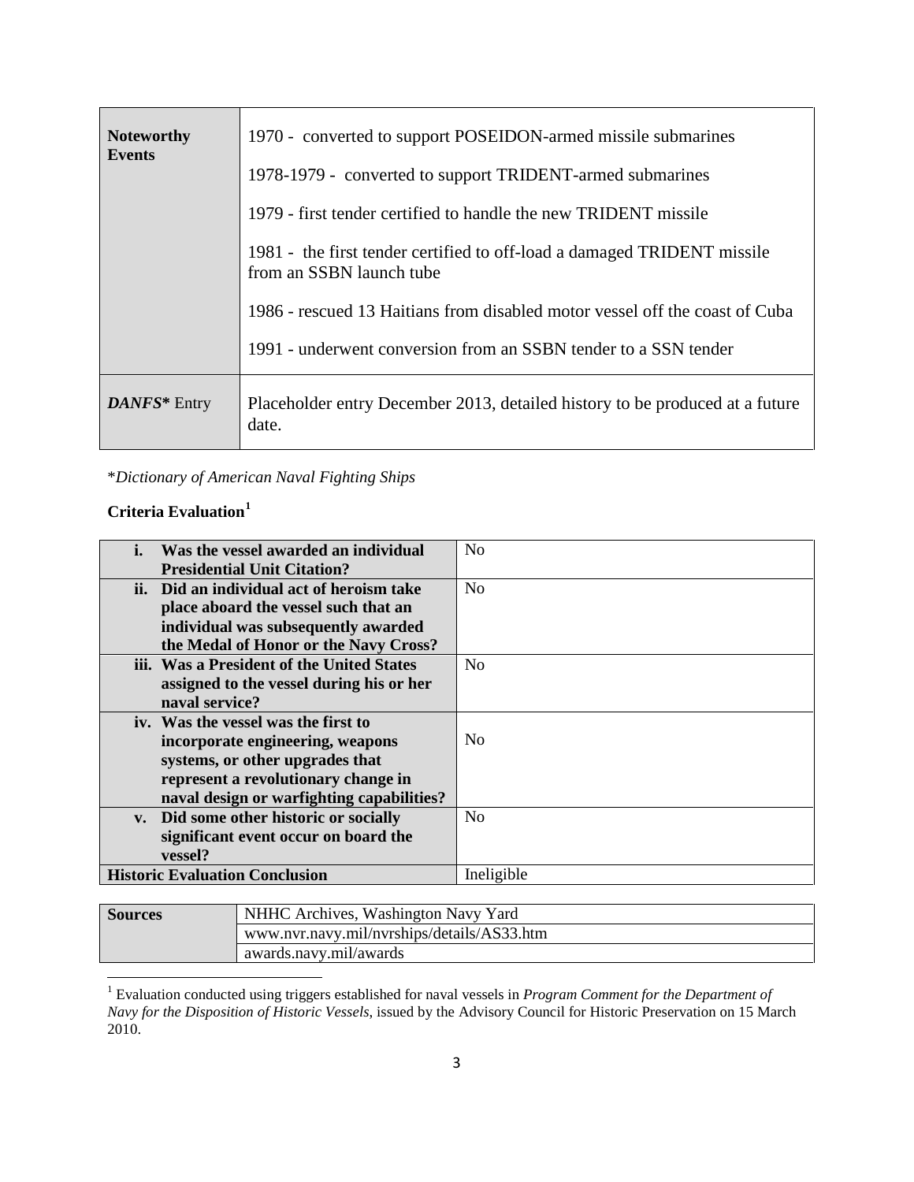| **Noteworthy Events** | 1970 - converted to support POSEIDON-armed missile submarines<br><br>1978-1979 - converted to support TRIDENT-armed submarines<br><br>1979 - first tender certified to handle the new TRIDENT missile<br><br>1981 - the first tender certified to off-load a damaged TRIDENT missile from an SSBN launch tube<br><br>1986 - rescued 13 Haitians from disabled motor vessel off the coast of Cuba<br><br>1991 - underwent conversion from an SSBN tender to a SSN tender |
|---|---|
| ***DANFS**** Entry | Placeholder entry December 2013, detailed history to be produced at a future date. |

**Dictionary of American Naval Fighting Ships*

**Criteria Evaluation**[1]

| | |
|---|---|
| **i. Was the vessel awarded an individual Presidential Unit Citation?** | No |
| **ii. Did an individual act of heroism take place aboard the vessel such that an individual was subsequently awarded the Medal of Honor or the Navy Cross?** | No |
| **iii. Was a President of the United States assigned to the vessel during his or her naval service?** | No |
| **iv. Was the vessel was the first to incorporate engineering, weapons systems, or other upgrades that represent a revolutionary change in naval design or warfighting capabilities?** | No |
| **v. Did some other historic or socially significant event occur on board the vessel?** | No |
| **Historic Evaluation Conclusion** | Ineligible |

| **Sources** | NHHC Archives, Washington Navy Yard |
|---|---|
| | www.nvr.navy.mil/nvrships/details/AS33.htm |
| | awards.navy.mil/awards |

[1] Evaluation conducted using triggers established for naval vessels in *Program Comment for the Department of Navy for the Disposition of Historic Vessels*, issued by the Advisory Council for Historic Preservation on 15 March 2010.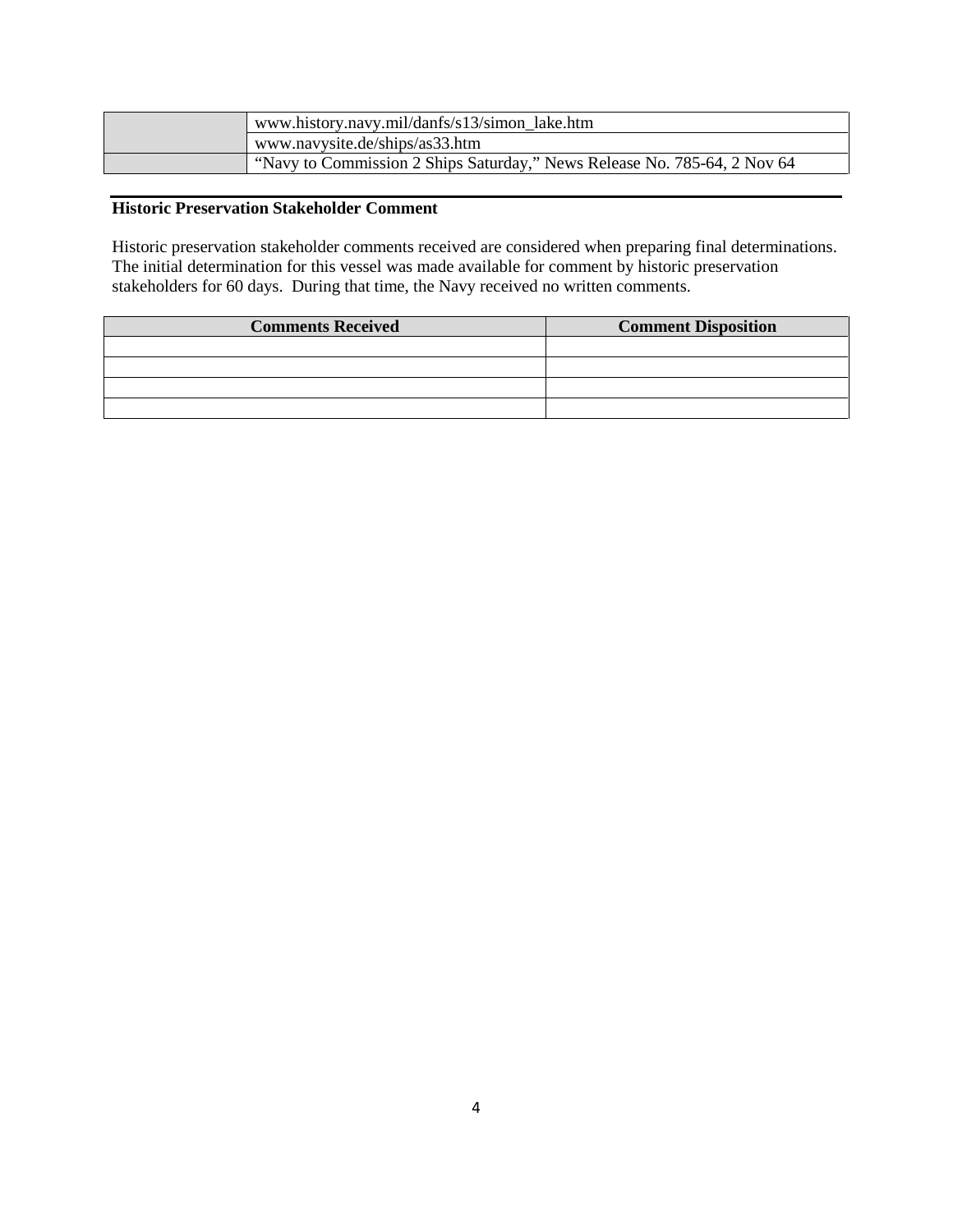| | |
|---|---|
| | www.history.navy.mil/danfs/s13/simon_lake.htm |
| | www.navysite.de/ships/as33.htm |
| | "Navy to Commission 2 Ships Saturday," News Release No. 785-64, 2 Nov 64 |

## Historic Preservation Stakeholder Comment

Historic preservation stakeholder comments received are considered when preparing final determinations. The initial determination for this vessel was made available for comment by historic preservation stakeholders for 60 days. During that time, the Navy received no written comments.

| Comments Received | Comment Disposition |
|---|---|
| | |
| | |
| | |
| | |